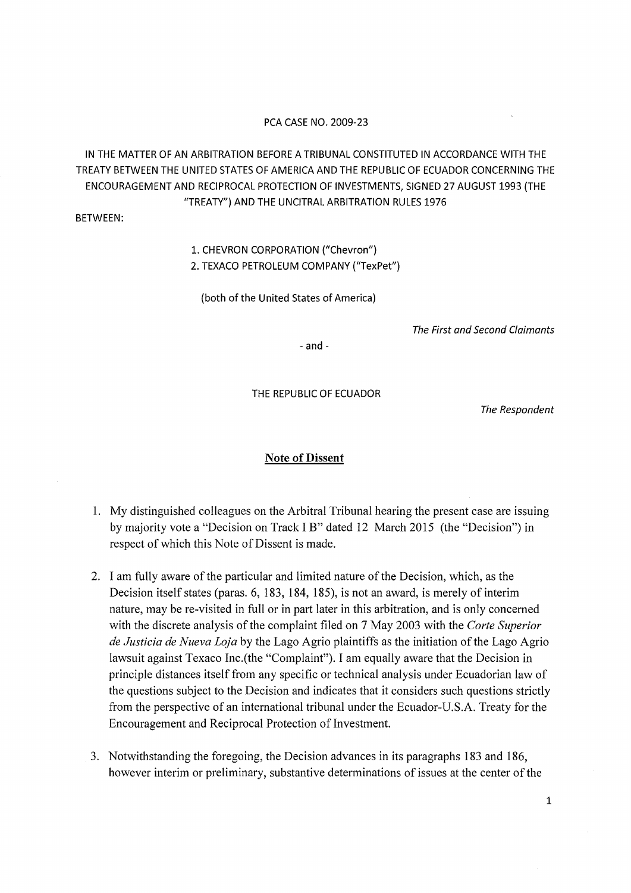PCA CASE NO. 2009-23

IN THE MATTER OF AN ARBITRATION BEFORE A TRIBUNAL CONSTITUTED IN ACCORDANCE WITH THE TREATY BETWEEN THE UNITED STATES OF AMERICA AND THE REPUBLIC OF ECUADOR CONCERNING THE ENCOURAGEMENT AND RECIPROCAL PROTECTION OF INVESTMENTS, SIGNED 27 AUGUST 1993 (THE "TREATY") AND THE UNCITRAL ARBITRATION RULES 1976

BETWEEN:

1. CHEVRON CORPORATION ("Chevron")
2. TEXACO PETROLEUM COMPANY ("TexPet")

(both of the United States of America)

*The First and Second Claimants*

- and -

THE REPUBLIC OF ECUADOR

*The Respondent*

## Note of Dissent

1. My distinguished colleagues on the Arbitral Tribunal hearing the present case are issuing by majority vote a "Decision on Track I B" dated 12 March 2015 (the "Decision") in respect of which this Note of Dissent is made.

2. I am fully aware of the particular and limited nature of the Decision, which, as the Decision itself states (paras. 6, 183, 184, 185), is not an award, is merely of interim nature, may be re-visited in full or in part later in this arbitration, and is only concerned with the discrete analysis of the complaint filed on 7 May 2003 with the *Corte Superior de Justicia de Nueva Loja* by the Lago Agrio plaintiffs as the initiation of the Lago Agrio lawsuit against Texaco Inc.(the "Complaint"). I am equally aware that the Decision in principle distances itself from any specific or technical analysis under Ecuadorian law of the questions subject to the Decision and indicates that it considers such questions strictly from the perspective of an international tribunal under the Ecuador-U.S.A. Treaty for the Encouragement and Reciprocal Protection of Investment.

3. Notwithstanding the foregoing, the Decision advances in its paragraphs 183 and 186, however interim or preliminary, substantive determinations of issues at the center of the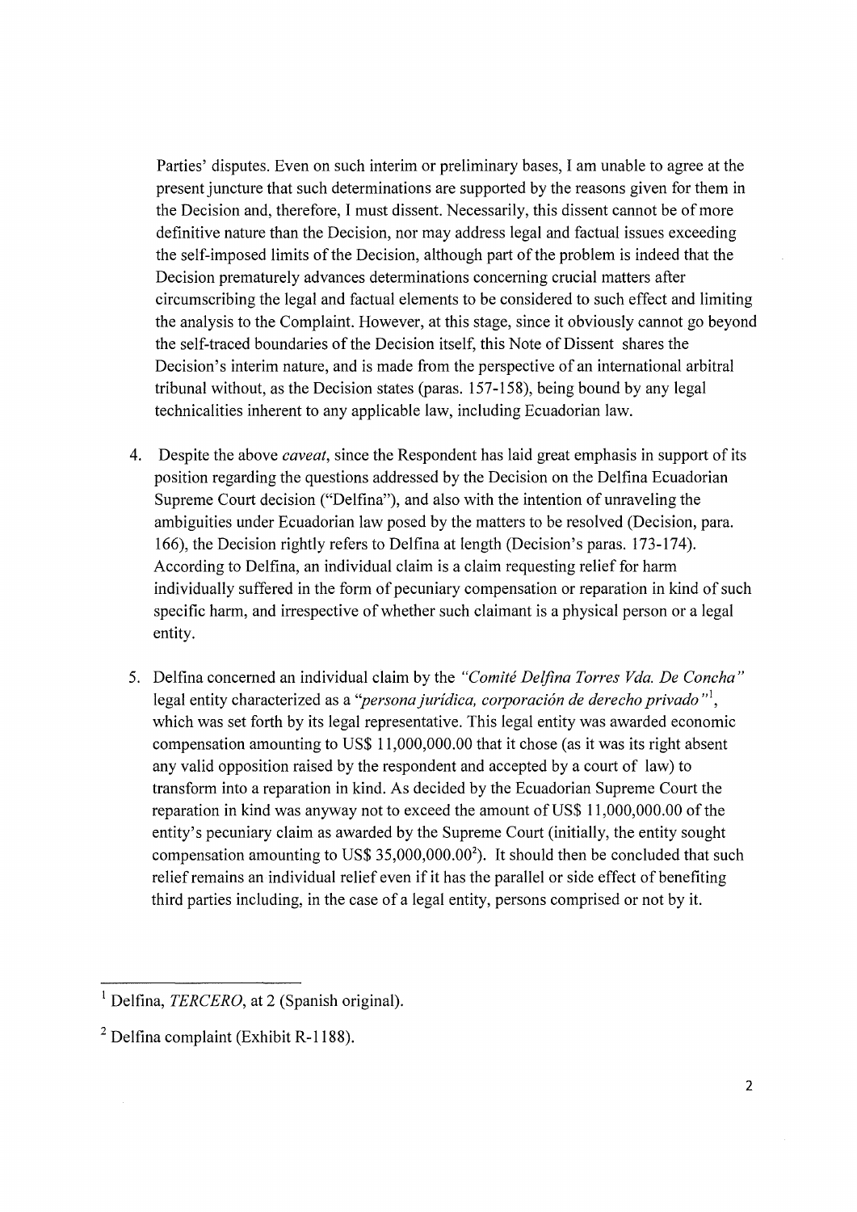Parties' disputes. Even on such interim or preliminary bases, I am unable to agree at the present juncture that such determinations are supported by the reasons given for them in the Decision and, therefore, I must dissent. Necessarily, this dissent cannot be of more definitive nature than the Decision, nor may address legal and factual issues exceeding the self-imposed limits of the Decision, although part of the problem is indeed that the Decision prematurely advances determinations concerning crucial matters after circumscribing the legal and factual elements to be considered to such effect and limiting the analysis to the Complaint. However, at this stage, since it obviously cannot go beyond the self-traced boundaries of the Decision itself, this Note of Dissent shares the Decision's interim nature, and is made from the perspective of an international arbitral tribunal without, as the Decision states (paras. 157-158), being bound by any legal technicalities inherent to any applicable law, including Ecuadorian law.

4. Despite the above *caveat*, since the Respondent has laid great emphasis in support of its position regarding the questions addressed by the Decision on the Delfina Ecuadorian Supreme Court decision ("Delfina"), and also with the intention of unraveling the ambiguities under Ecuadorian law posed by the matters to be resolved (Decision, para. 166), the Decision rightly refers to Delfina at length (Decision's paras. 173-174). According to Delfina, an individual claim is a claim requesting relief for harm individually suffered in the form of pecuniary compensation or reparation in kind of such specific harm, and irrespective of whether such claimant is a physical person or a legal entity.

5. Delfina concerned an individual claim by the *"Comité Delfina Torres Vda. De Concha"* legal entity characterized as a *"persona jurídica, corporación de derecho privado"*[1], which was set forth by its legal representative. This legal entity was awarded economic compensation amounting to US$ 11,000,000.00 that it chose (as it was its right absent any valid opposition raised by the respondent and accepted by a court of law) to transform into a reparation in kind. As decided by the Ecuadorian Supreme Court the reparation in kind was anyway not to exceed the amount of US$ 11,000,000.00 of the entity's pecuniary claim as awarded by the Supreme Court (initially, the entity sought compensation amounting to US$ 35,000,000.00[2]). It should then be concluded that such relief remains an individual relief even if it has the parallel or side effect of benefiting third parties including, in the case of a legal entity, persons comprised or not by it.

---

[1] Delfina, *TERCERO*, at 2 (Spanish original).

[2] Delfina complaint (Exhibit R-1188).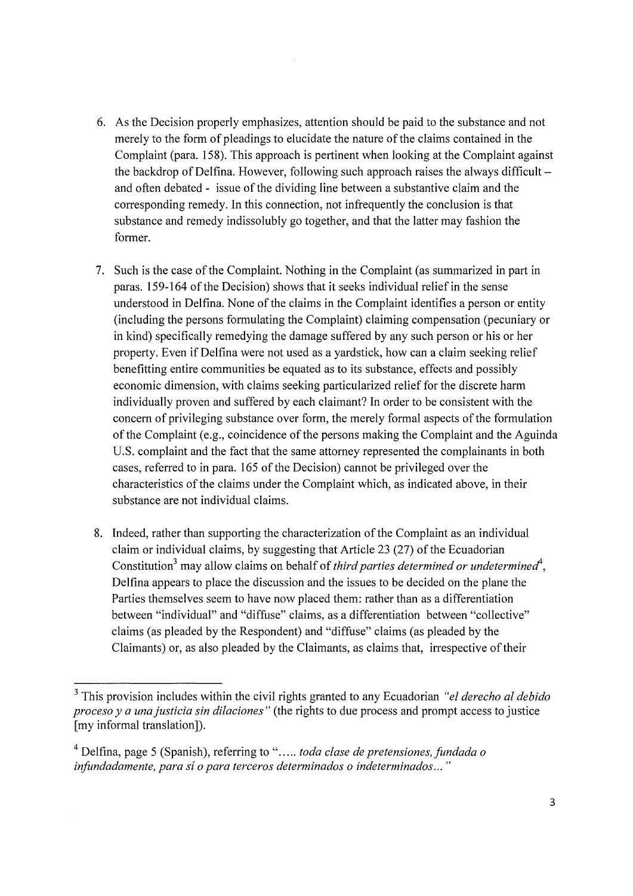6. As the Decision properly emphasizes, attention should be paid to the substance and not merely to the form of pleadings to elucidate the nature of the claims contained in the Complaint (para. 158). This approach is pertinent when looking at the Complaint against the backdrop of Delfina. However, following such approach raises the always difficult – and often debated - issue of the dividing line between a substantive claim and the corresponding remedy. In this connection, not infrequently the conclusion is that substance and remedy indissolubly go together, and that the latter may fashion the former.

7. Such is the case of the Complaint. Nothing in the Complaint (as summarized in part in paras. 159-164 of the Decision) shows that it seeks individual relief in the sense understood in Delfina. None of the claims in the Complaint identifies a person or entity (including the persons formulating the Complaint) claiming compensation (pecuniary or in kind) specifically remedying the damage suffered by any such person or his or her property. Even if Delfina were not used as a yardstick, how can a claim seeking relief benefitting entire communities be equated as to its substance, effects and possibly economic dimension, with claims seeking particularized relief for the discrete harm individually proven and suffered by each claimant? In order to be consistent with the concern of privileging substance over form, the merely formal aspects of the formulation of the Complaint (e.g., coincidence of the persons making the Complaint and the Aguinda U.S. complaint and the fact that the same attorney represented the complainants in both cases, referred to in para. 165 of the Decision) cannot be privileged over the characteristics of the claims under the Complaint which, as indicated above, in their substance are not individual claims.

8. Indeed, rather than supporting the characterization of the Complaint as an individual claim or individual claims, by suggesting that Article 23 (27) of the Ecuadorian Constitution[3] may allow claims on behalf of *third parties determined or undetermined*[4], Delfina appears to place the discussion and the issues to be decided on the plane the Parties themselves seem to have now placed them: rather than as a differentiation between "individual" and "diffuse" claims, as a differentiation between "collective" claims (as pleaded by the Respondent) and "diffuse" claims (as pleaded by the Claimants) or, as also pleaded by the Claimants, as claims that, irrespective of their

---

[3] This provision includes within the civil rights granted to any Ecuadorian *"el derecho al debido proceso y a una justicia sin dilaciones"* (the rights to due process and prompt access to justice [my informal translation]).

[4] Delfina, page 5 (Spanish), referring to "….. *toda clase de pretensiones, fundada o infundadamente, para sí o para terceros determinados o indeterminados…"*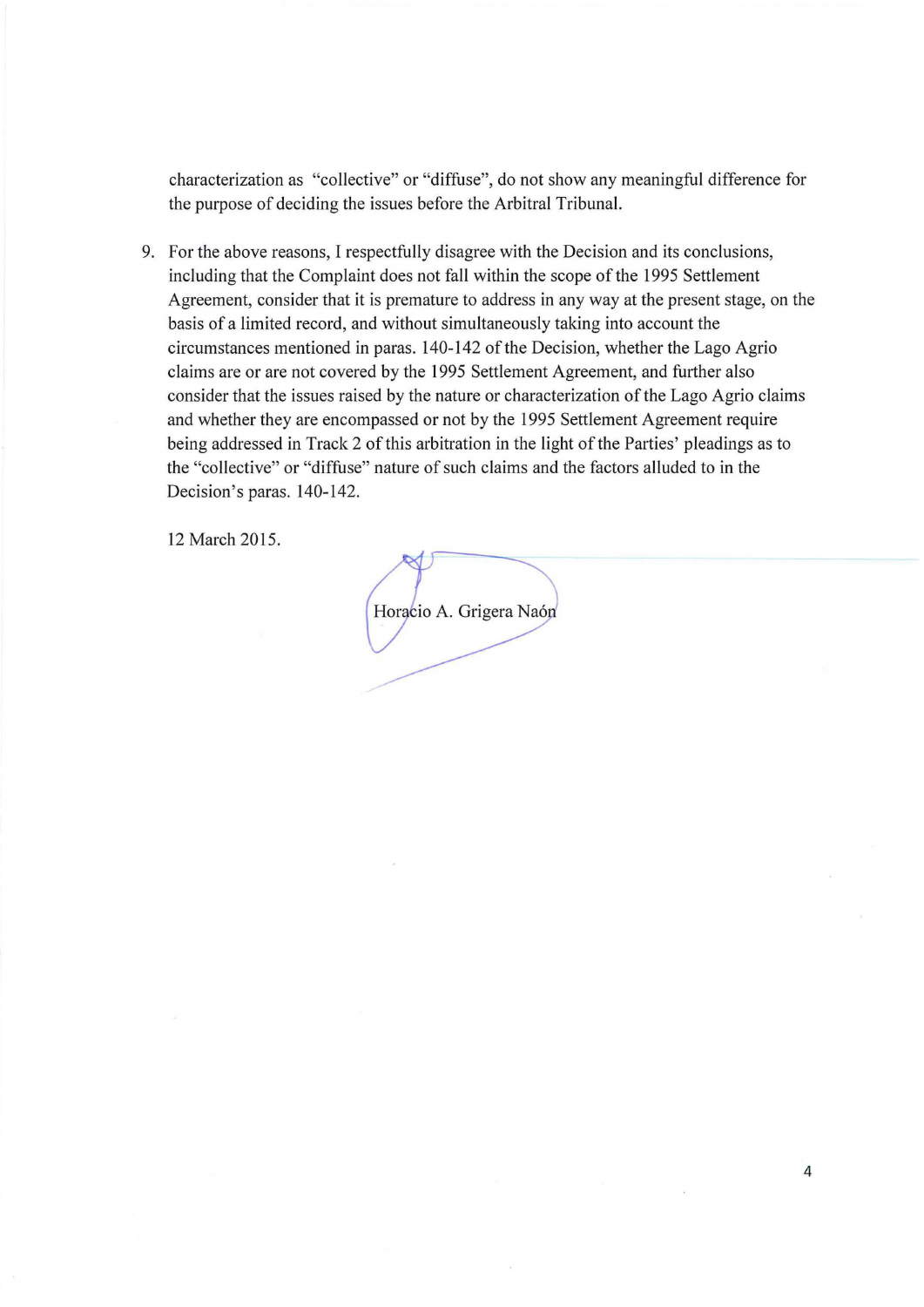characterization as "collective" or "diffuse", do not show any meaningful difference for the purpose of deciding the issues before the Arbitral Tribunal.

9. For the above reasons, I respectfully disagree with the Decision and its conclusions, including that the Complaint does not fall within the scope of the 1995 Settlement Agreement, consider that it is premature to address in any way at the present stage, on the basis of a limited record, and without simultaneously taking into account the circumstances mentioned in paras. 140-142 of the Decision, whether the Lago Agrio claims are or are not covered by the 1995 Settlement Agreement, and further also consider that the issues raised by the nature or characterization of the Lago Agrio claims and whether they are encompassed or not by the 1995 Settlement Agreement require being addressed in Track 2 of this arbitration in the light of the Parties' pleadings as to the "collective" or "diffuse" nature of such claims and the factors alluded to in the Decision's paras. 140-142.

12 March 2015.

Horacio A. Grigera Naón